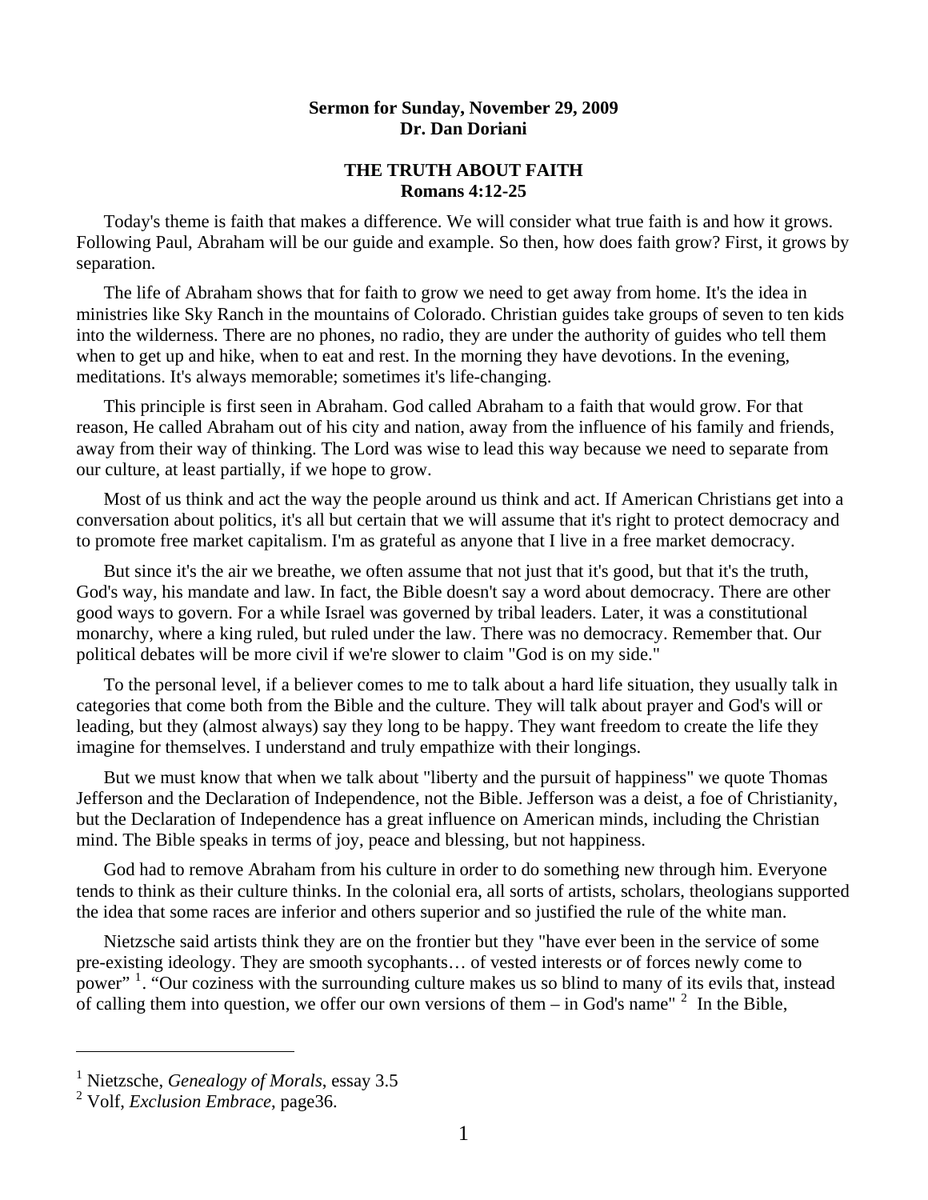**Sermon for Sunday, November 29, 2009**
**Dr. Dan Doriani**

# THE TRUTH ABOUT FAITH
## Romans 4:12-25

Today's theme is faith that makes a difference. We will consider what true faith is and how it grows. Following Paul, Abraham will be our guide and example. So then, how does faith grow? First, it grows by separation.

The life of Abraham shows that for faith to grow we need to get away from home. It's the idea in ministries like Sky Ranch in the mountains of Colorado. Christian guides take groups of seven to ten kids into the wilderness. There are no phones, no radio, they are under the authority of guides who tell them when to get up and hike, when to eat and rest. In the morning they have devotions. In the evening, meditations. It's always memorable; sometimes it's life-changing.

This principle is first seen in Abraham. God called Abraham to a faith that would grow. For that reason, He called Abraham out of his city and nation, away from the influence of his family and friends, away from their way of thinking. The Lord was wise to lead this way because we need to separate from our culture, at least partially, if we hope to grow.

Most of us think and act the way the people around us think and act. If American Christians get into a conversation about politics, it's all but certain that we will assume that it's right to protect democracy and to promote free market capitalism. I'm as grateful as anyone that I live in a free market democracy.

But since it's the air we breathe, we often assume that not just that it's good, but that it's the truth, God's way, his mandate and law. In fact, the Bible doesn't say a word about democracy. There are other good ways to govern. For a while Israel was governed by tribal leaders. Later, it was a constitutional monarchy, where a king ruled, but ruled under the law. There was no democracy. Remember that. Our political debates will be more civil if we're slower to claim "God is on my side."

To the personal level, if a believer comes to me to talk about a hard life situation, they usually talk in categories that come both from the Bible and the culture. They will talk about prayer and God's will or leading, but they (almost always) say they long to be happy. They want freedom to create the life they imagine for themselves. I understand and truly empathize with their longings.

But we must know that when we talk about "liberty and the pursuit of happiness" we quote Thomas Jefferson and the Declaration of Independence, not the Bible. Jefferson was a deist, a foe of Christianity, but the Declaration of Independence has a great influence on American minds, including the Christian mind. The Bible speaks in terms of joy, peace and blessing, but not happiness.

God had to remove Abraham from his culture in order to do something new through him. Everyone tends to think as their culture thinks. In the colonial era, all sorts of artists, scholars, theologians supported the idea that some races are inferior and others superior and so justified the rule of the white man.

Nietzsche said artists think they are on the frontier but they "have ever been in the service of some pre-existing ideology. They are smooth sycophants… of vested interests or of forces newly come to power" [1]. "Our coziness with the surrounding culture makes us so blind to many of its evils that, instead of calling them into question, we offer our own versions of them – in God's name" [2] In the Bible,

---

[1] Nietzsche, *Genealogy of Morals*, essay 3.5

[2] Volf, *Exclusion Embrace*, page36.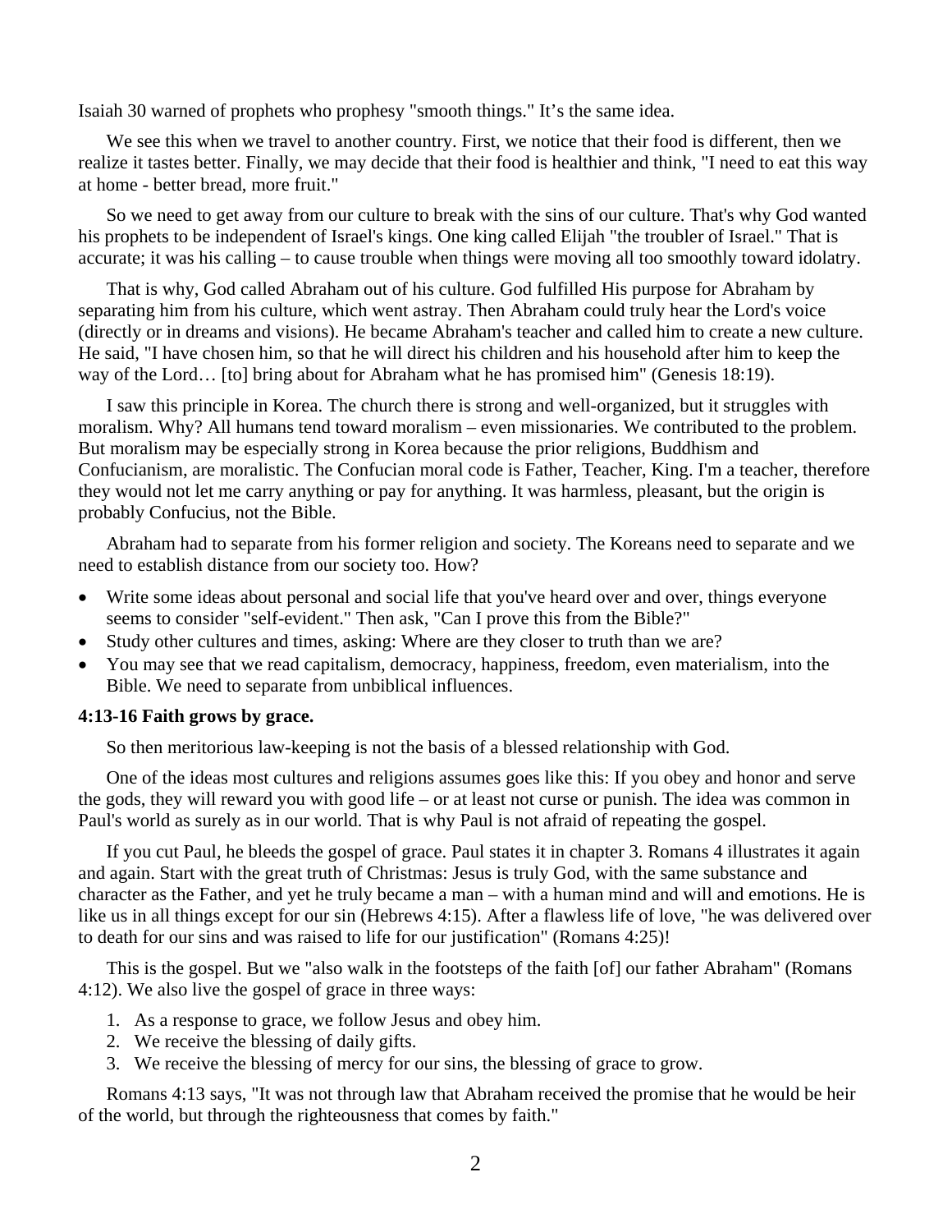Isaiah 30 warned of prophets who prophesy "smooth things." It's the same idea.

We see this when we travel to another country. First, we notice that their food is different, then we realize it tastes better. Finally, we may decide that their food is healthier and think, "I need to eat this way at home - better bread, more fruit."

So we need to get away from our culture to break with the sins of our culture. That's why God wanted his prophets to be independent of Israel's kings. One king called Elijah "the troubler of Israel." That is accurate; it was his calling – to cause trouble when things were moving all too smoothly toward idolatry.

That is why, God called Abraham out of his culture. God fulfilled His purpose for Abraham by separating him from his culture, which went astray. Then Abraham could truly hear the Lord's voice (directly or in dreams and visions). He became Abraham's teacher and called him to create a new culture. He said, "I have chosen him, so that he will direct his children and his household after him to keep the way of the Lord… [to] bring about for Abraham what he has promised him" (Genesis 18:19).

I saw this principle in Korea. The church there is strong and well-organized, but it struggles with moralism. Why? All humans tend toward moralism – even missionaries. We contributed to the problem. But moralism may be especially strong in Korea because the prior religions, Buddhism and Confucianism, are moralistic. The Confucian moral code is Father, Teacher, King. I'm a teacher, therefore they would not let me carry anything or pay for anything. It was harmless, pleasant, but the origin is probably Confucius, not the Bible.

Abraham had to separate from his former religion and society. The Koreans need to separate and we need to establish distance from our society too. How?

- Write some ideas about personal and social life that you've heard over and over, things everyone seems to consider "self-evident." Then ask, "Can I prove this from the Bible?"
- Study other cultures and times, asking: Where are they closer to truth than we are?
- You may see that we read capitalism, democracy, happiness, freedom, even materialism, into the Bible. We need to separate from unbiblical influences.

**4:13-16 Faith grows by grace.**

So then meritorious law-keeping is not the basis of a blessed relationship with God.

One of the ideas most cultures and religions assumes goes like this: If you obey and honor and serve the gods, they will reward you with good life – or at least not curse or punish. The idea was common in Paul's world as surely as in our world. That is why Paul is not afraid of repeating the gospel.

If you cut Paul, he bleeds the gospel of grace. Paul states it in chapter 3. Romans 4 illustrates it again and again. Start with the great truth of Christmas: Jesus is truly God, with the same substance and character as the Father, and yet he truly became a man – with a human mind and will and emotions. He is like us in all things except for our sin (Hebrews 4:15). After a flawless life of love, "he was delivered over to death for our sins and was raised to life for our justification" (Romans 4:25)!

This is the gospel. But we "also walk in the footsteps of the faith [of] our father Abraham" (Romans 4:12). We also live the gospel of grace in three ways:

1. As a response to grace, we follow Jesus and obey him.
2. We receive the blessing of daily gifts.
3. We receive the blessing of mercy for our sins, the blessing of grace to grow.

Romans 4:13 says, "It was not through law that Abraham received the promise that he would be heir of the world, but through the righteousness that comes by faith."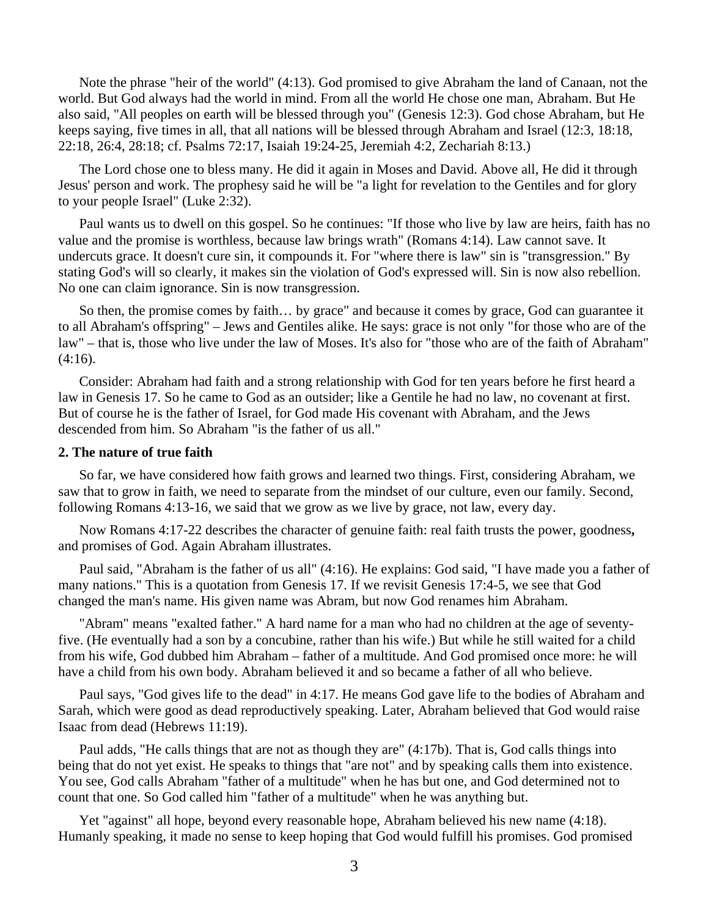Note the phrase "heir of the world" (4:13). God promised to give Abraham the land of Canaan, not the world. But God always had the world in mind. From all the world He chose one man, Abraham. But He also said, "All peoples on earth will be blessed through you" (Genesis 12:3). God chose Abraham, but He keeps saying, five times in all, that all nations will be blessed through Abraham and Israel (12:3, 18:18, 22:18, 26:4, 28:18; cf. Psalms 72:17, Isaiah 19:24-25, Jeremiah 4:2, Zechariah 8:13.)

The Lord chose one to bless many. He did it again in Moses and David. Above all, He did it through Jesus' person and work. The prophesy said he will be "a light for revelation to the Gentiles and for glory to your people Israel" (Luke 2:32).

Paul wants us to dwell on this gospel. So he continues: "If those who live by law are heirs, faith has no value and the promise is worthless, because law brings wrath" (Romans 4:14). Law cannot save. It undercuts grace. It doesn't cure sin, it compounds it. For "where there is law" sin is "transgression." By stating God's will so clearly, it makes sin the violation of God's expressed will. Sin is now also rebellion. No one can claim ignorance. Sin is now transgression.

So then, the promise comes by faith… by grace" and because it comes by grace, God can guarantee it to all Abraham's offspring" – Jews and Gentiles alike. He says: grace is not only "for those who are of the law" – that is, those who live under the law of Moses. It's also for "those who are of the faith of Abraham" (4:16).

Consider: Abraham had faith and a strong relationship with God for ten years before he first heard a law in Genesis 17. So he came to God as an outsider; like a Gentile he had no law, no covenant at first. But of course he is the father of Israel, for God made His covenant with Abraham, and the Jews descended from him. So Abraham "is the father of us all."

**2. The nature of true faith**

So far, we have considered how faith grows and learned two things. First, considering Abraham, we saw that to grow in faith, we need to separate from the mindset of our culture, even our family. Second, following Romans 4:13-16, we said that we grow as we live by grace, not law, every day.

Now Romans 4:17-22 describes the character of genuine faith: real faith trusts the power, goodness**,** and promises of God. Again Abraham illustrates.

Paul said, "Abraham is the father of us all" (4:16). He explains: God said, "I have made you a father of many nations." This is a quotation from Genesis 17. If we revisit Genesis 17:4-5, we see that God changed the man's name. His given name was Abram, but now God renames him Abraham.

"Abram" means "exalted father." A hard name for a man who had no children at the age of seventy-five. (He eventually had a son by a concubine, rather than his wife.) But while he still waited for a child from his wife, God dubbed him Abraham – father of a multitude. And God promised once more: he will have a child from his own body. Abraham believed it and so became a father of all who believe.

Paul says, "God gives life to the dead" in 4:17. He means God gave life to the bodies of Abraham and Sarah, which were good as dead reproductively speaking. Later, Abraham believed that God would raise Isaac from dead (Hebrews 11:19).

Paul adds, "He calls things that are not as though they are" (4:17b). That is, God calls things into being that do not yet exist. He speaks to things that "are not" and by speaking calls them into existence. You see, God calls Abraham "father of a multitude" when he has but one, and God determined not to count that one. So God called him "father of a multitude" when he was anything but.

Yet "against" all hope, beyond every reasonable hope, Abraham believed his new name (4:18). Humanly speaking, it made no sense to keep hoping that God would fulfill his promises. God promised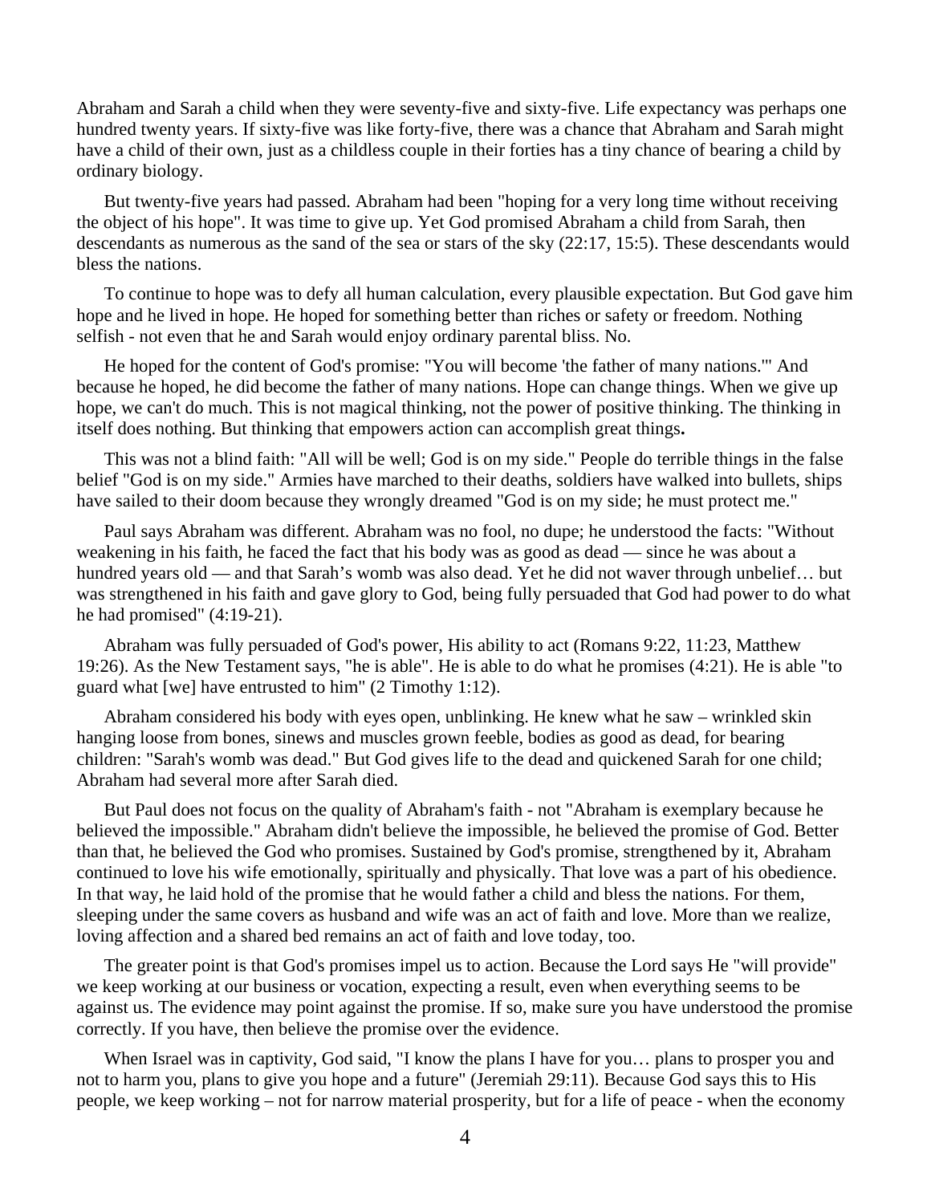Abraham and Sarah a child when they were seventy-five and sixty-five. Life expectancy was perhaps one hundred twenty years. If sixty-five was like forty-five, there was a chance that Abraham and Sarah might have a child of their own, just as a childless couple in their forties has a tiny chance of bearing a child by ordinary biology.

But twenty-five years had passed. Abraham had been "hoping for a very long time without receiving the object of his hope". It was time to give up. Yet God promised Abraham a child from Sarah, then descendants as numerous as the sand of the sea or stars of the sky (22:17, 15:5). These descendants would bless the nations.

To continue to hope was to defy all human calculation, every plausible expectation. But God gave him hope and he lived in hope. He hoped for something better than riches or safety or freedom. Nothing selfish - not even that he and Sarah would enjoy ordinary parental bliss. No.

He hoped for the content of God's promise: "You will become 'the father of many nations.'" And because he hoped, he did become the father of many nations. Hope can change things. When we give up hope, we can't do much. This is not magical thinking, not the power of positive thinking. The thinking in itself does nothing. But thinking that empowers action can accomplish great things**.**

This was not a blind faith: "All will be well; God is on my side." People do terrible things in the false belief "God is on my side." Armies have marched to their deaths, soldiers have walked into bullets, ships have sailed to their doom because they wrongly dreamed "God is on my side; he must protect me."

Paul says Abraham was different. Abraham was no fool, no dupe; he understood the facts: "Without weakening in his faith, he faced the fact that his body was as good as dead — since he was about a hundred years old — and that Sarah's womb was also dead. Yet he did not waver through unbelief… but was strengthened in his faith and gave glory to God, being fully persuaded that God had power to do what he had promised" (4:19-21).

Abraham was fully persuaded of God's power, His ability to act (Romans 9:22, 11:23, Matthew 19:26). As the New Testament says, "he is able". He is able to do what he promises (4:21). He is able "to guard what [we] have entrusted to him" (2 Timothy 1:12).

Abraham considered his body with eyes open, unblinking. He knew what he saw – wrinkled skin hanging loose from bones, sinews and muscles grown feeble, bodies as good as dead, for bearing children: "Sarah's womb was dead." But God gives life to the dead and quickened Sarah for one child; Abraham had several more after Sarah died.

But Paul does not focus on the quality of Abraham's faith - not "Abraham is exemplary because he believed the impossible." Abraham didn't believe the impossible, he believed the promise of God. Better than that, he believed the God who promises. Sustained by God's promise, strengthened by it, Abraham continued to love his wife emotionally, spiritually and physically. That love was a part of his obedience. In that way, he laid hold of the promise that he would father a child and bless the nations. For them, sleeping under the same covers as husband and wife was an act of faith and love. More than we realize, loving affection and a shared bed remains an act of faith and love today, too.

The greater point is that God's promises impel us to action. Because the Lord says He "will provide" we keep working at our business or vocation, expecting a result, even when everything seems to be against us. The evidence may point against the promise. If so, make sure you have understood the promise correctly. If you have, then believe the promise over the evidence.

When Israel was in captivity, God said, "I know the plans I have for you… plans to prosper you and not to harm you, plans to give you hope and a future" (Jeremiah 29:11). Because God says this to His people, we keep working – not for narrow material prosperity, but for a life of peace - when the economy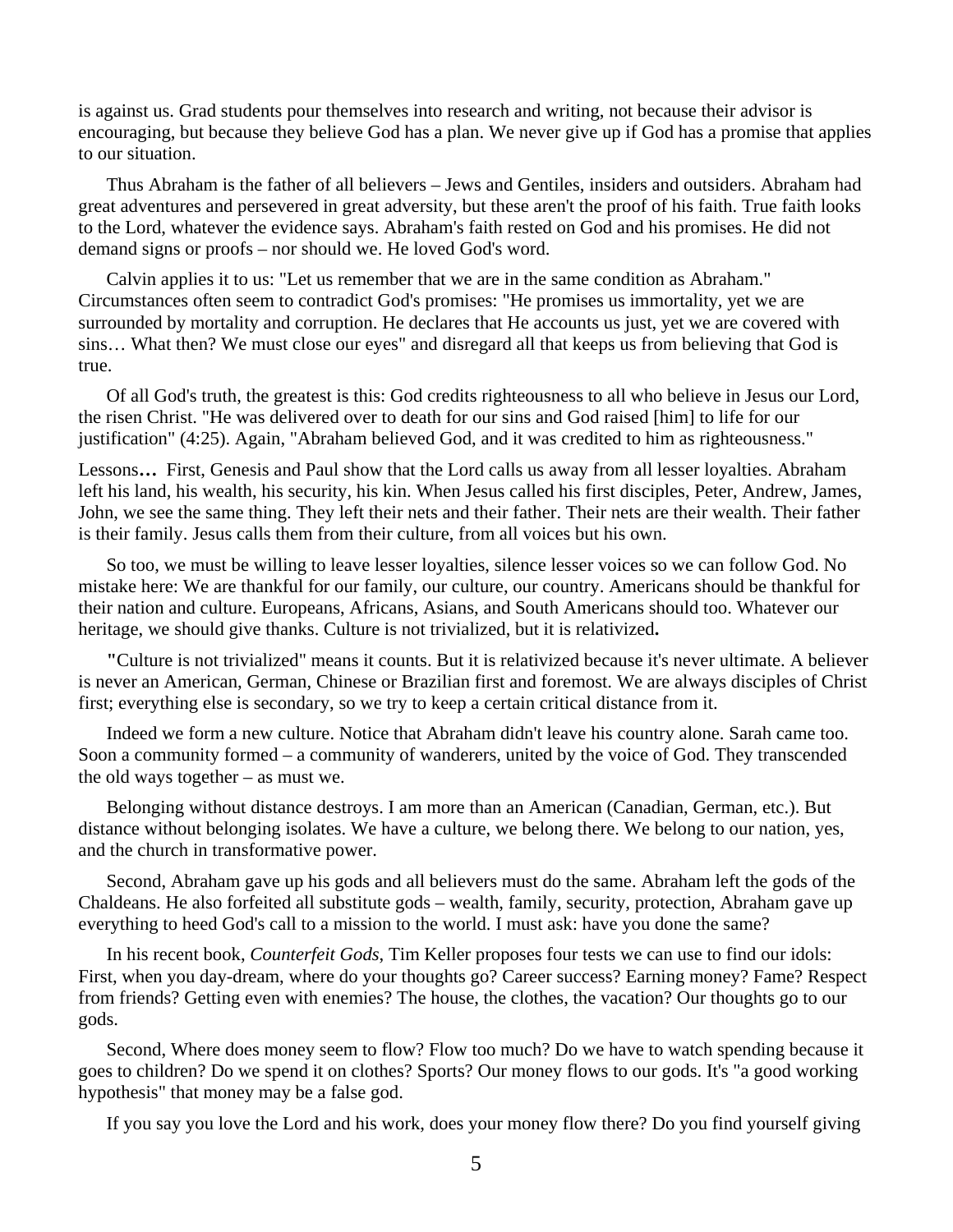is against us. Grad students pour themselves into research and writing, not because their advisor is encouraging, but because they believe God has a plan. We never give up if God has a promise that applies to our situation.

Thus Abraham is the father of all believers – Jews and Gentiles, insiders and outsiders. Abraham had great adventures and persevered in great adversity, but these aren't the proof of his faith. True faith looks to the Lord, whatever the evidence says. Abraham's faith rested on God and his promises. He did not demand signs or proofs – nor should we. He loved God's word.

Calvin applies it to us: "Let us remember that we are in the same condition as Abraham." Circumstances often seem to contradict God's promises: "He promises us immortality, yet we are surrounded by mortality and corruption. He declares that He accounts us just, yet we are covered with sins… What then? We must close our eyes" and disregard all that keeps us from believing that God is true.

Of all God's truth, the greatest is this: God credits righteousness to all who believe in Jesus our Lord, the risen Christ. "He was delivered over to death for our sins and God raised [him] to life for our justification" (4:25). Again, "Abraham believed God, and it was credited to him as righteousness."

Lessons**…** First, Genesis and Paul show that the Lord calls us away from all lesser loyalties. Abraham left his land, his wealth, his security, his kin. When Jesus called his first disciples, Peter, Andrew, James, John, we see the same thing. They left their nets and their father. Their nets are their wealth. Their father is their family. Jesus calls them from their culture, from all voices but his own.

So too, we must be willing to leave lesser loyalties, silence lesser voices so we can follow God. No mistake here: We are thankful for our family, our culture, our country. Americans should be thankful for their nation and culture. Europeans, Africans, Asians, and South Americans should too. Whatever our heritage, we should give thanks. Culture is not trivialized, but it is relativized**.**

**"**Culture is not trivialized" means it counts. But it is relativized because it's never ultimate. A believer is never an American, German, Chinese or Brazilian first and foremost. We are always disciples of Christ first; everything else is secondary, so we try to keep a certain critical distance from it.

Indeed we form a new culture. Notice that Abraham didn't leave his country alone. Sarah came too. Soon a community formed – a community of wanderers, united by the voice of God. They transcended the old ways together – as must we.

Belonging without distance destroys. I am more than an American (Canadian, German, etc.). But distance without belonging isolates. We have a culture, we belong there. We belong to our nation, yes, and the church in transformative power.

Second, Abraham gave up his gods and all believers must do the same. Abraham left the gods of the Chaldeans. He also forfeited all substitute gods – wealth, family, security, protection, Abraham gave up everything to heed God's call to a mission to the world. I must ask: have you done the same?

In his recent book, *Counterfeit Gods*, Tim Keller proposes four tests we can use to find our idols: First, when you day-dream, where do your thoughts go? Career success? Earning money? Fame? Respect from friends? Getting even with enemies? The house, the clothes, the vacation? Our thoughts go to our gods.

Second, Where does money seem to flow? Flow too much? Do we have to watch spending because it goes to children? Do we spend it on clothes? Sports? Our money flows to our gods. It's "a good working hypothesis" that money may be a false god.

If you say you love the Lord and his work, does your money flow there? Do you find yourself giving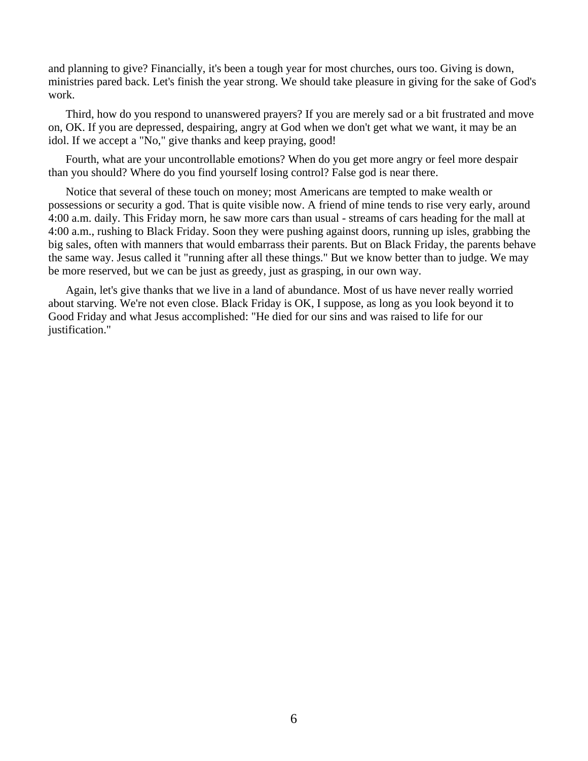and planning to give? Financially, it's been a tough year for most churches, ours too. Giving is down, ministries pared back. Let's finish the year strong. We should take pleasure in giving for the sake of God's work.

Third, how do you respond to unanswered prayers? If you are merely sad or a bit frustrated and move on, OK. If you are depressed, despairing, angry at God when we don't get what we want, it may be an idol. If we accept a "No," give thanks and keep praying, good!

Fourth, what are your uncontrollable emotions? When do you get more angry or feel more despair than you should? Where do you find yourself losing control? False god is near there.

Notice that several of these touch on money; most Americans are tempted to make wealth or possessions or security a god. That is quite visible now. A friend of mine tends to rise very early, around 4:00 a.m. daily. This Friday morn, he saw more cars than usual - streams of cars heading for the mall at 4:00 a.m., rushing to Black Friday. Soon they were pushing against doors, running up isles, grabbing the big sales, often with manners that would embarrass their parents. But on Black Friday, the parents behave the same way. Jesus called it "running after all these things." But we know better than to judge. We may be more reserved, but we can be just as greedy, just as grasping, in our own way.

Again, let's give thanks that we live in a land of abundance. Most of us have never really worried about starving. We're not even close. Black Friday is OK, I suppose, as long as you look beyond it to Good Friday and what Jesus accomplished: "He died for our sins and was raised to life for our justification."